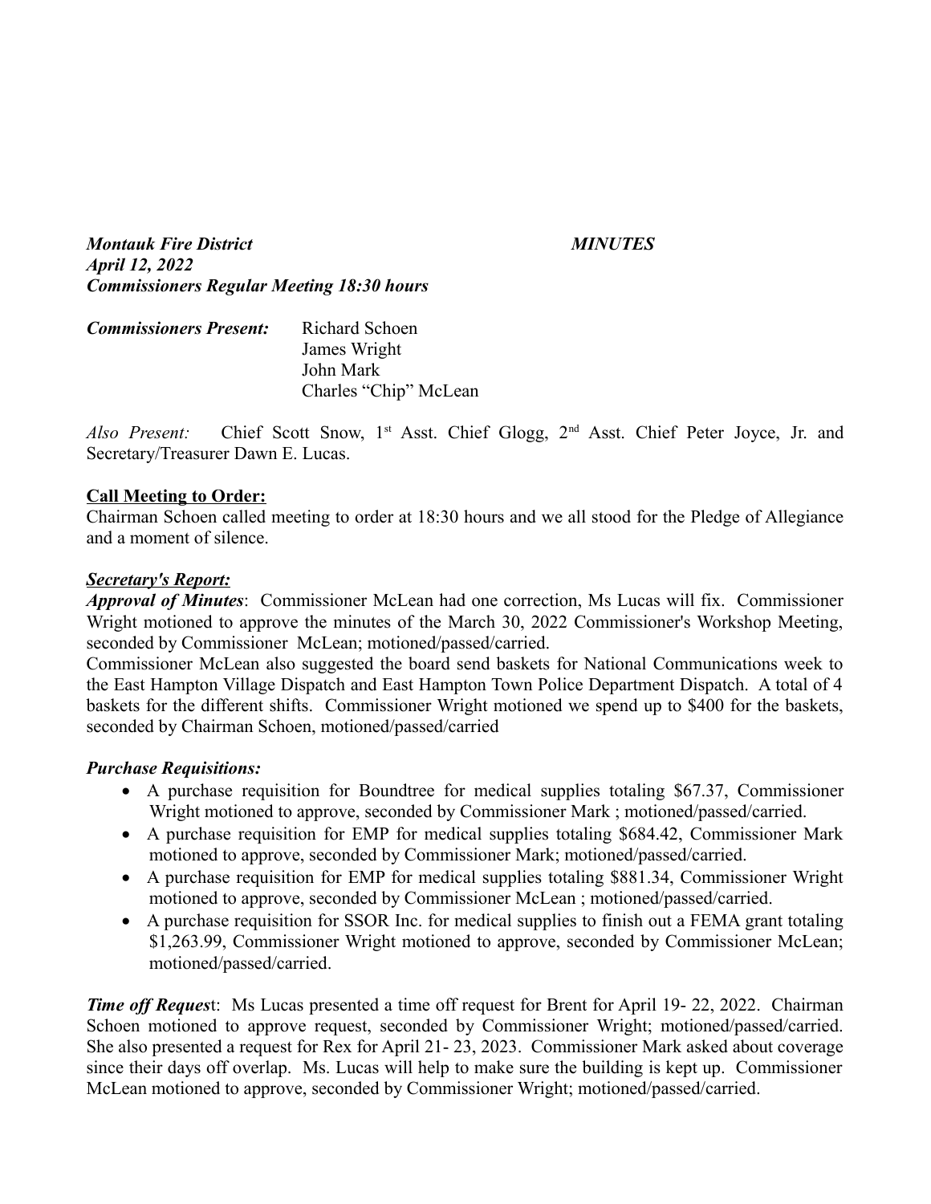***Montauk Fire District*** ***MINUTES***
***April 12, 2022***
***Commissioners Regular Meeting 18:30 hours***

***Commissioners Present:*** Richard Schoen
James Wright
John Mark
Charles "Chip" McLean

*Also Present:* Chief Scott Snow, 1st Asst. Chief Glogg, 2nd Asst. Chief Peter Joyce, Jr. and Secretary/Treasurer Dawn E. Lucas.

**Call Meeting to Order:**

Chairman Schoen called meeting to order at 18:30 hours and we all stood for the Pledge of Allegiance and a moment of silence.

***Secretary's Report:***

***Approval of Minutes***: Commissioner McLean had one correction, Ms Lucas will fix. Commissioner Wright motioned to approve the minutes of the March 30, 2022 Commissioner's Workshop Meeting, seconded by Commissioner McLean; motioned/passed/carried.

Commissioner McLean also suggested the board send baskets for National Communications week to the East Hampton Village Dispatch and East Hampton Town Police Department Dispatch. A total of 4 baskets for the different shifts. Commissioner Wright motioned we spend up to $400 for the baskets, seconded by Chairman Schoen, motioned/passed/carried

***Purchase Requisitions:***

- A purchase requisition for Boundtree for medical supplies totaling $67.37, Commissioner Wright motioned to approve, seconded by Commissioner Mark ; motioned/passed/carried.
- A purchase requisition for EMP for medical supplies totaling $684.42, Commissioner Mark motioned to approve, seconded by Commissioner Mark; motioned/passed/carried.
- A purchase requisition for EMP for medical supplies totaling $881.34, Commissioner Wright motioned to approve, seconded by Commissioner McLean ; motioned/passed/carried.
- A purchase requisition for SSOR Inc. for medical supplies to finish out a FEMA grant totaling $1,263.99, Commissioner Wright motioned to approve, seconded by Commissioner McLean; motioned/passed/carried.

***Time off Reques***t: Ms Lucas presented a time off request for Brent for April 19- 22, 2022. Chairman Schoen motioned to approve request, seconded by Commissioner Wright; motioned/passed/carried. She also presented a request for Rex for April 21- 23, 2023. Commissioner Mark asked about coverage since their days off overlap. Ms. Lucas will help to make sure the building is kept up. Commissioner McLean motioned to approve, seconded by Commissioner Wright; motioned/passed/carried.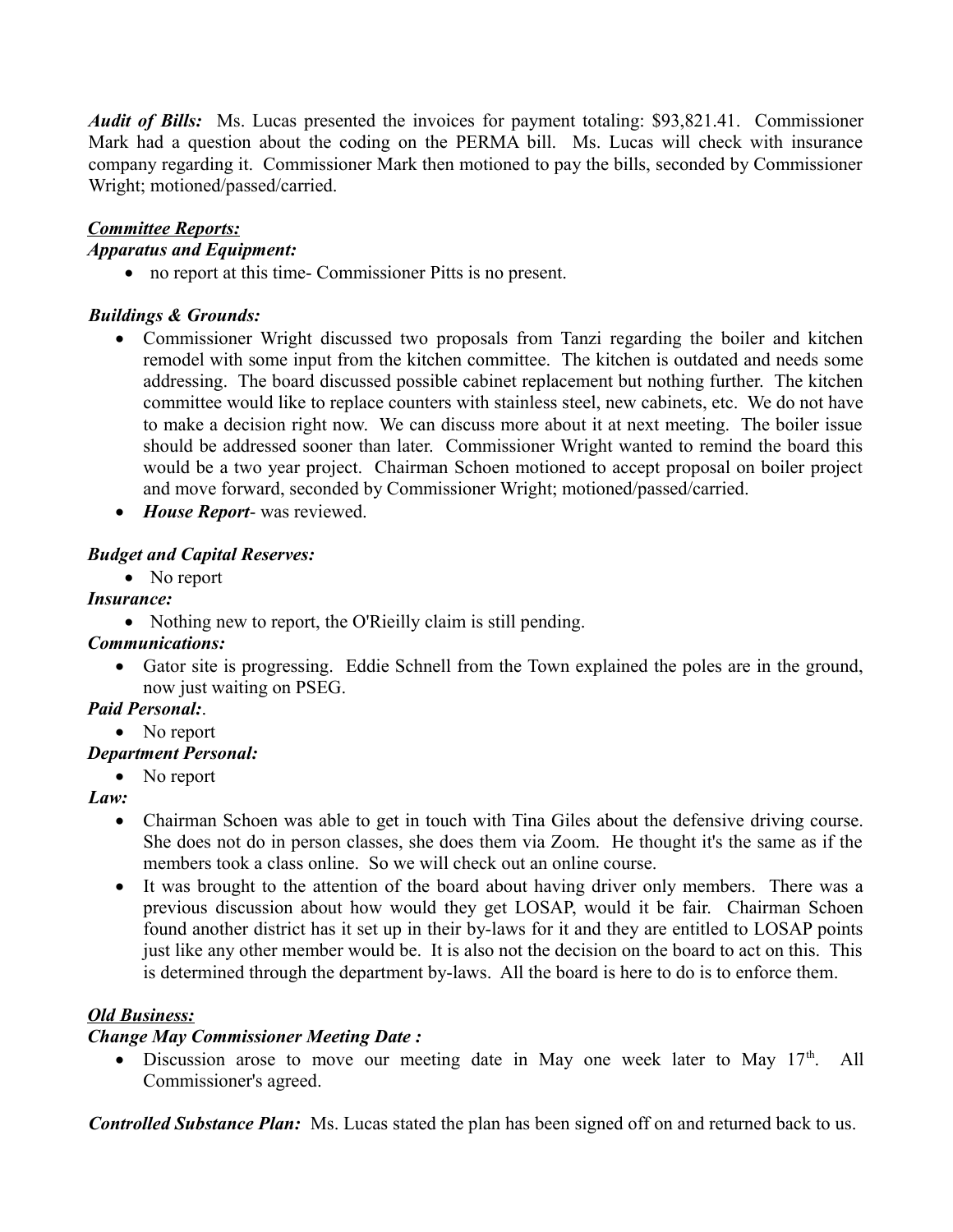***Audit of Bills:*** Ms. Lucas presented the invoices for payment totaling: $93,821.41. Commissioner Mark had a question about the coding on the PERMA bill. Ms. Lucas will check with insurance company regarding it. Commissioner Mark then motioned to pay the bills, seconded by Commissioner Wright; motioned/passed/carried.

***<u>Committee Reports:</u>***

***Apparatus and Equipment:***

- no report at this time- Commissioner Pitts is no present.

***Buildings & Grounds:***

- Commissioner Wright discussed two proposals from Tanzi regarding the boiler and kitchen remodel with some input from the kitchen committee. The kitchen is outdated and needs some addressing. The board discussed possible cabinet replacement but nothing further. The kitchen committee would like to replace counters with stainless steel, new cabinets, etc. We do not have to make a decision right now. We can discuss more about it at next meeting. The boiler issue should be addressed sooner than later. Commissioner Wright wanted to remind the board this would be a two year project. Chairman Schoen motioned to accept proposal on boiler project and move forward, seconded by Commissioner Wright; motioned/passed/carried.
- ***House Report***- was reviewed.

***Budget and Capital Reserves:***

- No report

***Insurance:***

- Nothing new to report, the O'Rieilly claim is still pending.

***Communications:***

- Gator site is progressing. Eddie Schnell from the Town explained the poles are in the ground, now just waiting on PSEG.

***Paid Personal:***.

- No report

***Department Personal:***

- No report

***Law:***

- Chairman Schoen was able to get in touch with Tina Giles about the defensive driving course. She does not do in person classes, she does them via Zoom. He thought it's the same as if the members took a class online. So we will check out an online course.
- It was brought to the attention of the board about having driver only members. There was a previous discussion about how would they get LOSAP, would it be fair. Chairman Schoen found another district has it set up in their by-laws for it and they are entitled to LOSAP points just like any other member would be. It is also not the decision on the board to act on this. This is determined through the department by-laws. All the board is here to do is to enforce them.

***<u>Old Business:</u>***

***Change May Commissioner Meeting Date :***

- Discussion arose to move our meeting date in May one week later to May 17th. All Commissioner's agreed.

***Controlled Substance Plan:*** Ms. Lucas stated the plan has been signed off on and returned back to us.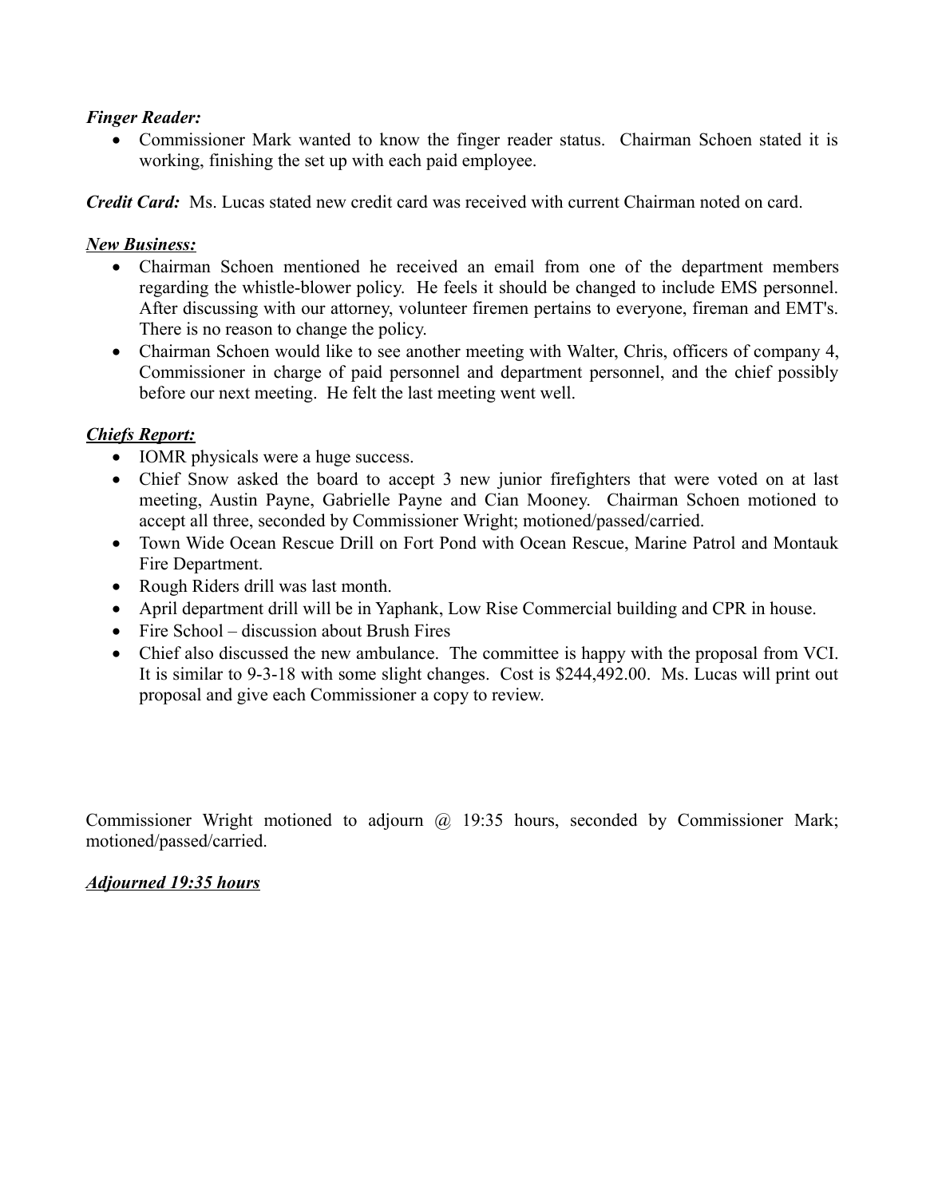***Finger Reader:***

- Commissioner Mark wanted to know the finger reader status. Chairman Schoen stated it is working, finishing the set up with each paid employee.

***Credit Card:*** Ms. Lucas stated new credit card was received with current Chairman noted on card.

***<u>New Business:</u>***

- Chairman Schoen mentioned he received an email from one of the department members regarding the whistle-blower policy. He feels it should be changed to include EMS personnel. After discussing with our attorney, volunteer firemen pertains to everyone, fireman and EMT's. There is no reason to change the policy.
- Chairman Schoen would like to see another meeting with Walter, Chris, officers of company 4, Commissioner in charge of paid personnel and department personnel, and the chief possibly before our next meeting. He felt the last meeting went well.

***<u>Chiefs Report:</u>***

- IOMR physicals were a huge success.
- Chief Snow asked the board to accept 3 new junior firefighters that were voted on at last meeting, Austin Payne, Gabrielle Payne and Cian Mooney. Chairman Schoen motioned to accept all three, seconded by Commissioner Wright; motioned/passed/carried.
- Town Wide Ocean Rescue Drill on Fort Pond with Ocean Rescue, Marine Patrol and Montauk Fire Department.
- Rough Riders drill was last month.
- April department drill will be in Yaphank, Low Rise Commercial building and CPR in house.
- Fire School – discussion about Brush Fires
- Chief also discussed the new ambulance. The committee is happy with the proposal from VCI. It is similar to 9-3-18 with some slight changes. Cost is $244,492.00. Ms. Lucas will print out proposal and give each Commissioner a copy to review.

Commissioner Wright motioned to adjourn @ 19:35 hours, seconded by Commissioner Mark; motioned/passed/carried.

***<u>Adjourned 19:35 hours</u>***